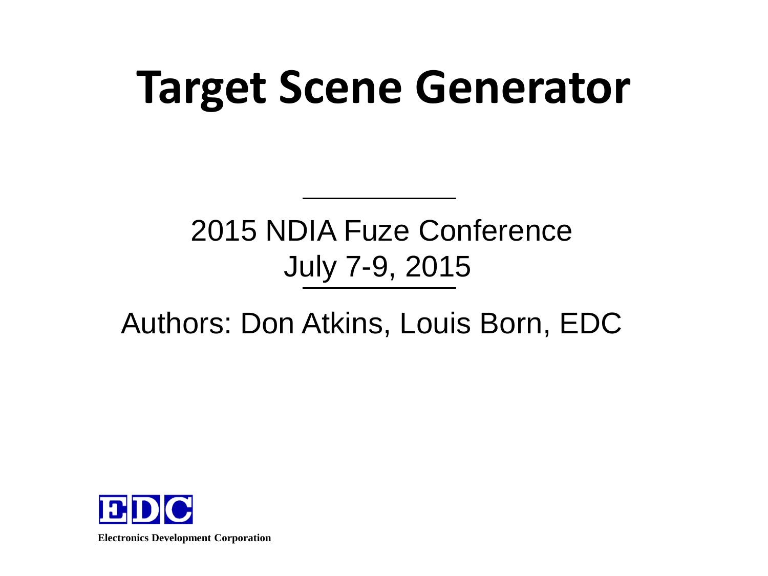# Target Scene Generator

2015 NDIA Fuze Conference

July 7-9, 2015

Authors: Don Atkins, Louis Born, EDC

EDC

**Electronics Development Corporation**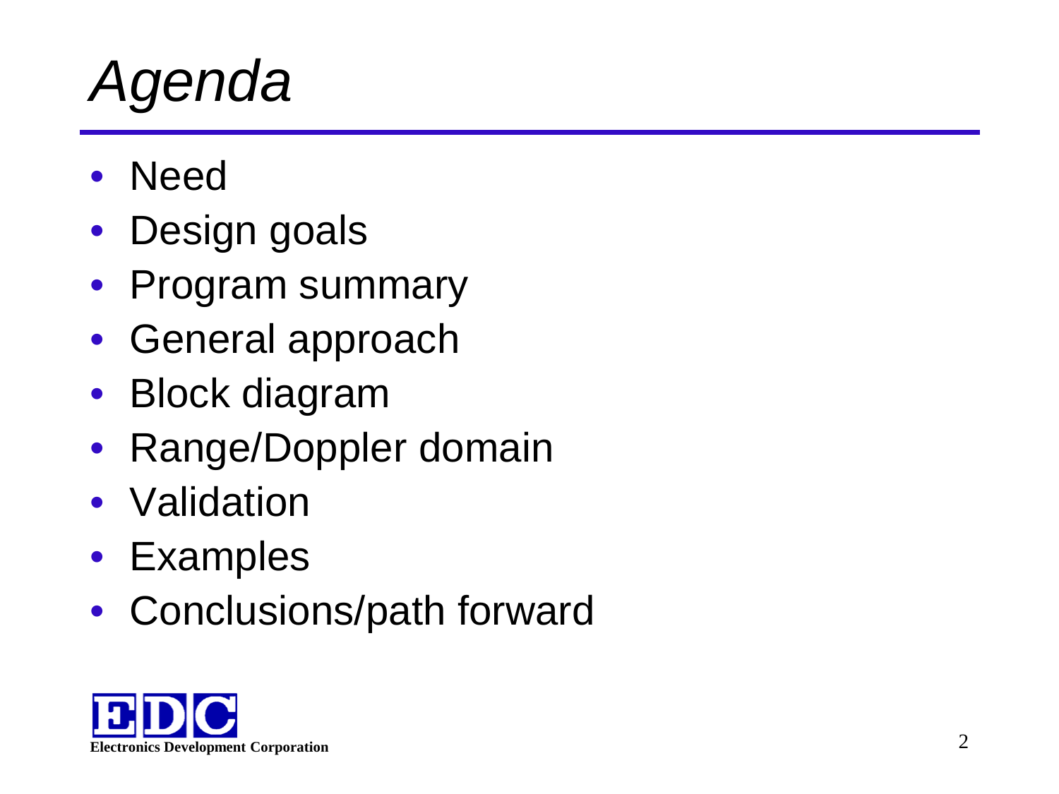# *Agenda*

- Need
- Design goals
- Program summary
- General approach
- Block diagram
- Range/Doppler domain
- Validation
- Examples
- Conclusions/path forward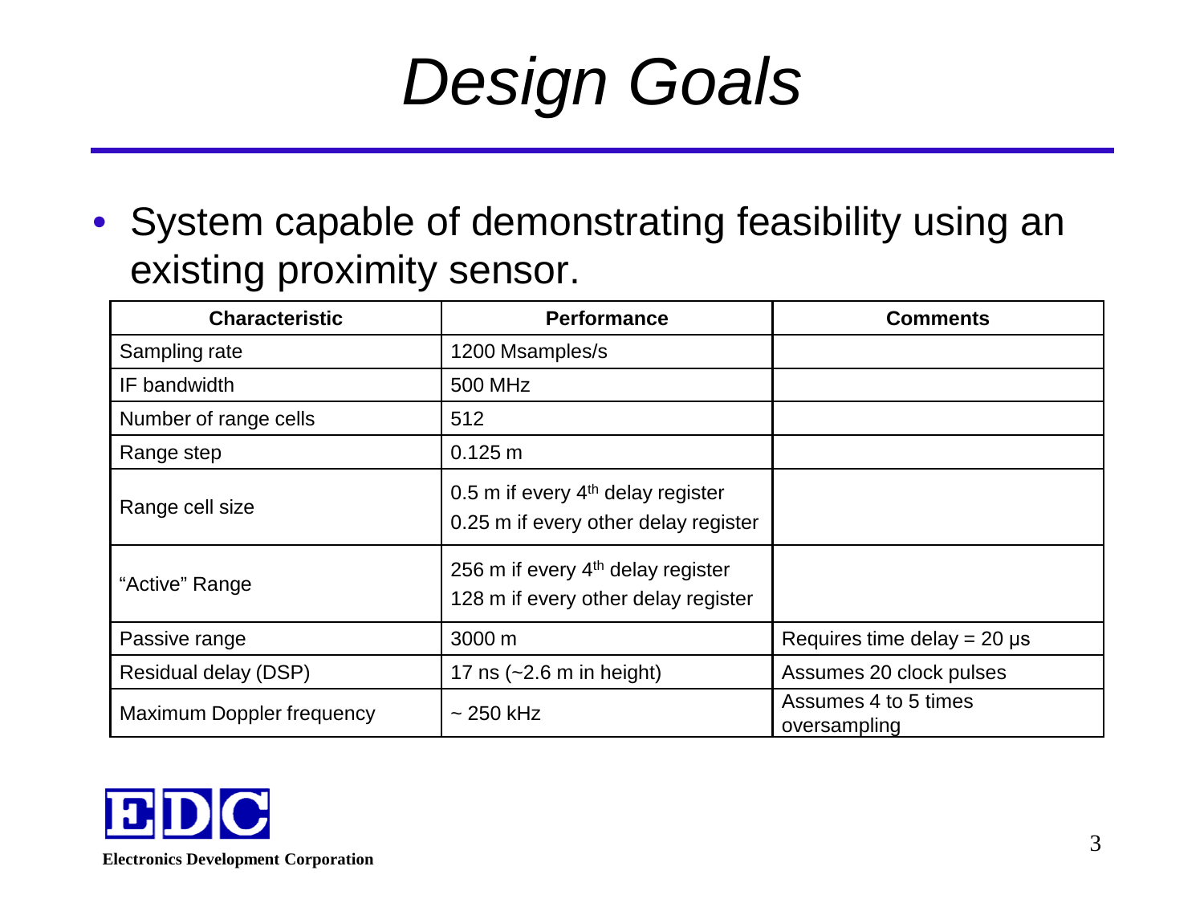# *Design Goals*

- System capable of demonstrating feasibility using an existing proximity sensor.

| Characteristic | Performance | Comments |
|---|---|---|
| Sampling rate | 1200 Msamples/s | |
| IF bandwidth | 500 MHz | |
| Number of range cells | 512 | |
| Range step | 0.125 m | |
| Range cell size | 0.5 m if every $4^{th}$ delay register<br>0.25 m if every other delay register | |
| "Active" Range | 256 m if every $4^{th}$ delay register<br>128 m if every other delay register | |
| Passive range | 3000 m | Requires time delay = 20 μs |
| Residual delay (DSP) | 17 ns (~2.6 m in height) | Assumes 20 clock pulses |
| Maximum Doppler frequency | ~ 250 kHz | Assumes 4 to 5 times oversampling |

**Electronics Development Corporation**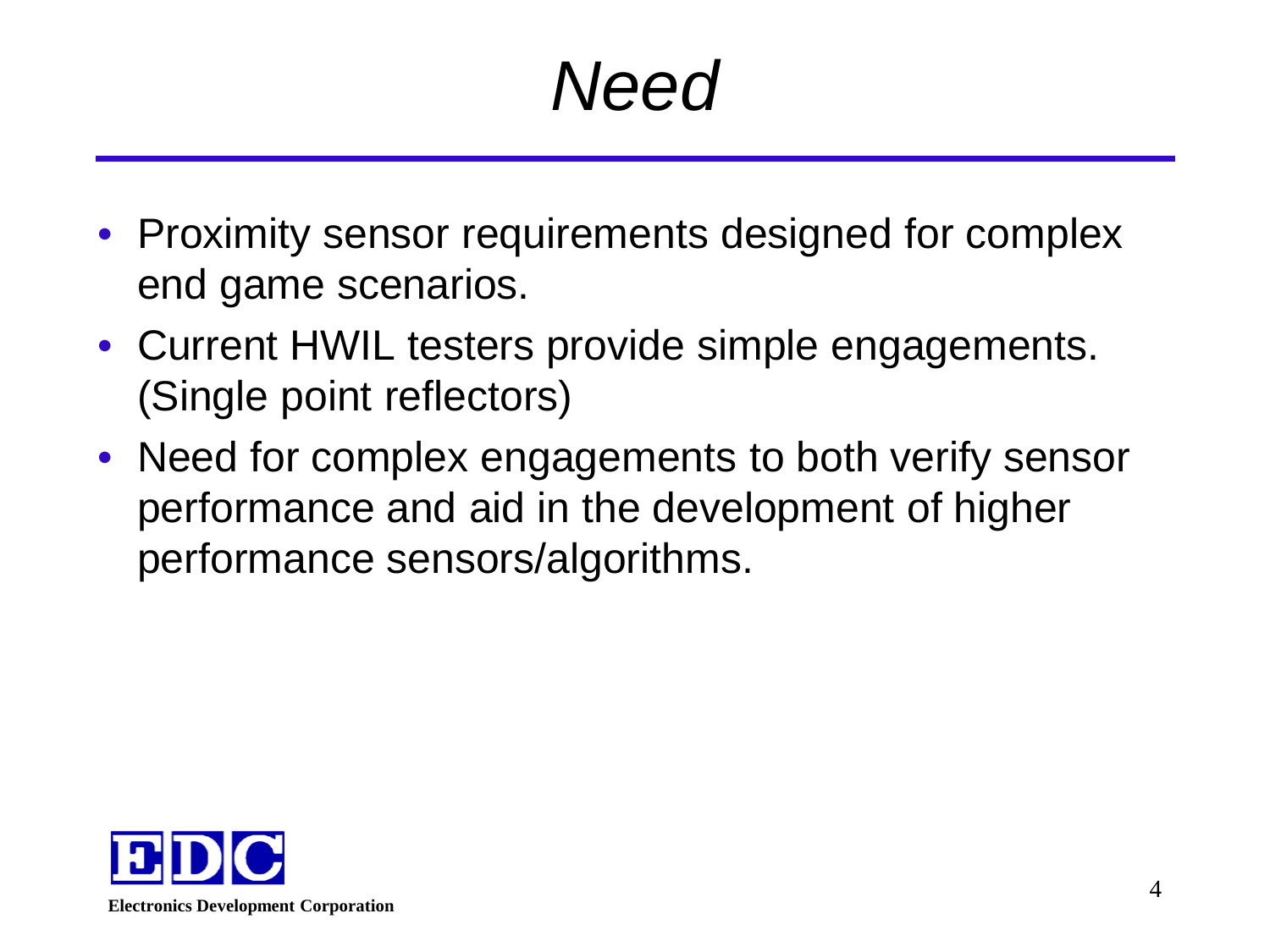# *Need*

- Proximity sensor requirements designed for complex end game scenarios.
- Current HWIL testers provide simple engagements. (Single point reflectors)
- Need for complex engagements to both verify sensor performance and aid in the development of higher performance sensors/algorithms.

**Electronics Development Corporation**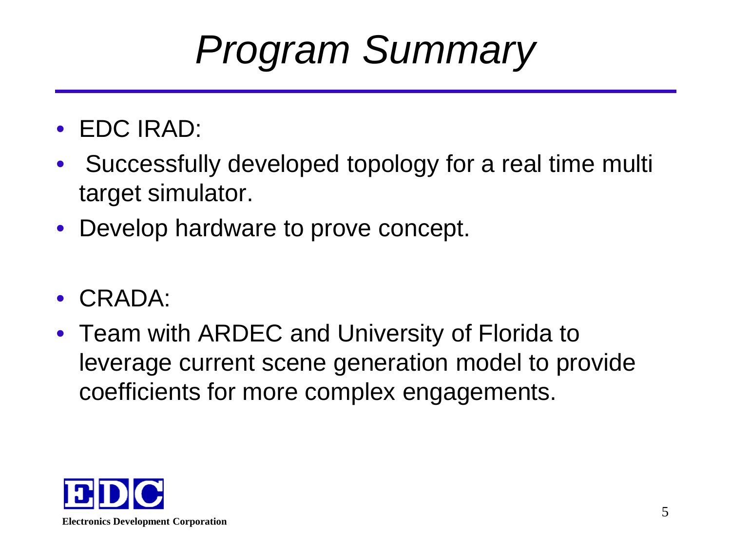# *Program Summary*

- EDC IRAD:
- Successfully developed topology for a real time multi target simulator.
- Develop hardware to prove concept.

- CRADA:
- Team with ARDEC and University of Florida to leverage current scene generation model to provide coefficients for more complex engagements.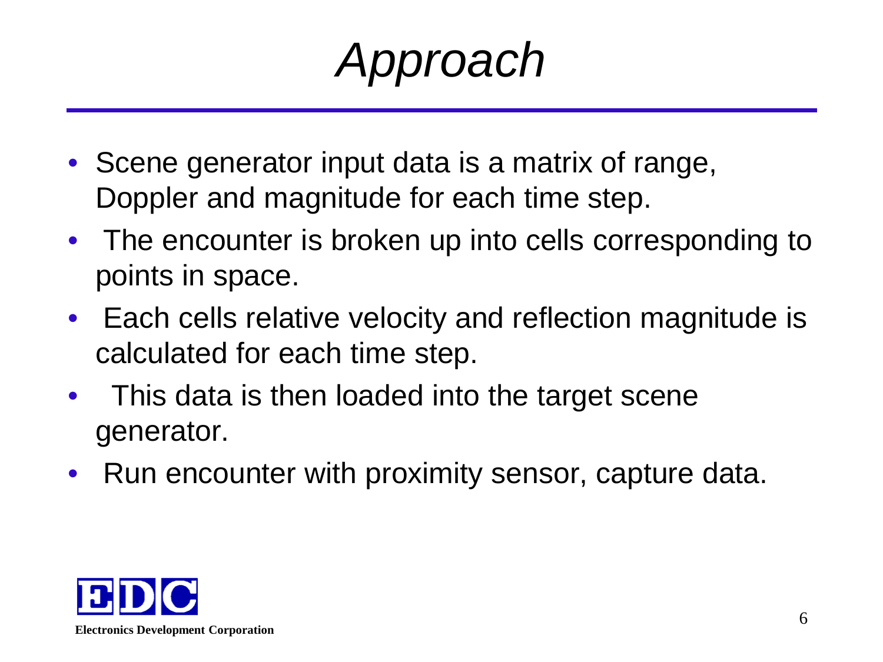# *Approach*

- Scene generator input data is a matrix of range, Doppler and magnitude for each time step.
- The encounter is broken up into cells corresponding to points in space.
- Each cells relative velocity and reflection magnitude is calculated for each time step.
- This data is then loaded into the target scene generator.
- Run encounter with proximity sensor, capture data.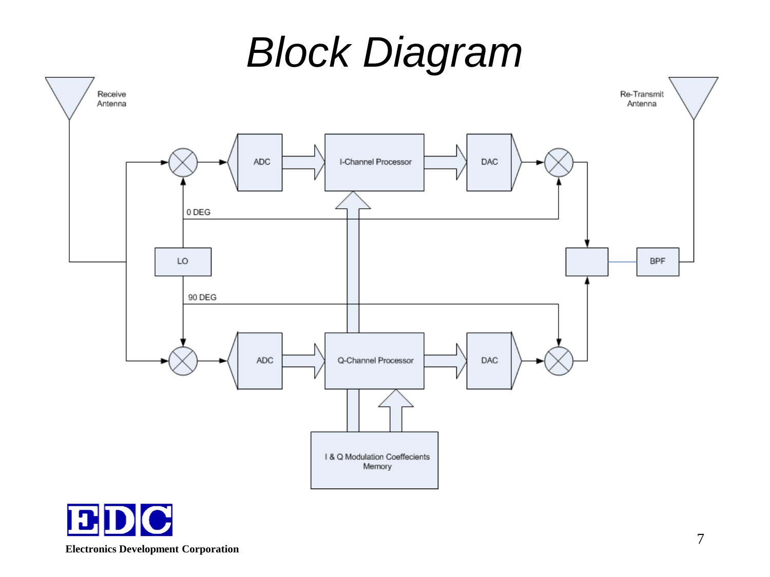# Block Diagram

Receive Antenna

Re-Transmit Antenna

ADC

I-Channel Processor

DAC

0 DEG

LO

BPF

90 DEG

ADC

Q-Channel Processor

DAC

I & Q Modulation Coeffecients Memory

Electronics Development Corporation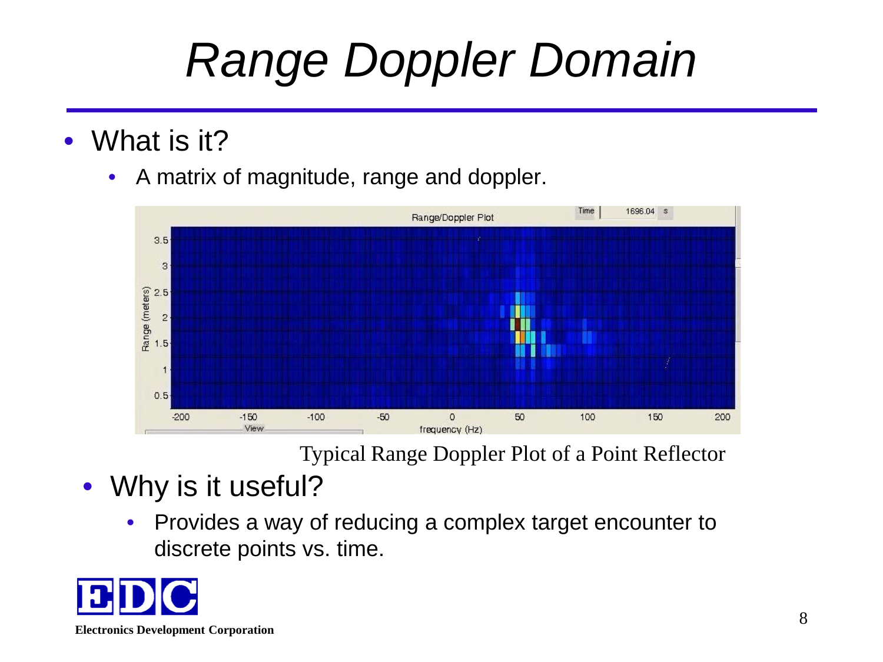# Range Doppler Domain

- What is it?
  - A matrix of magnitude, range and doppler.

Typical Range Doppler Plot of a Point Reflector

- Why is it useful?
  - Provides a way of reducing a complex target encounter to discrete points vs. time.

**Electronics Development Corporation**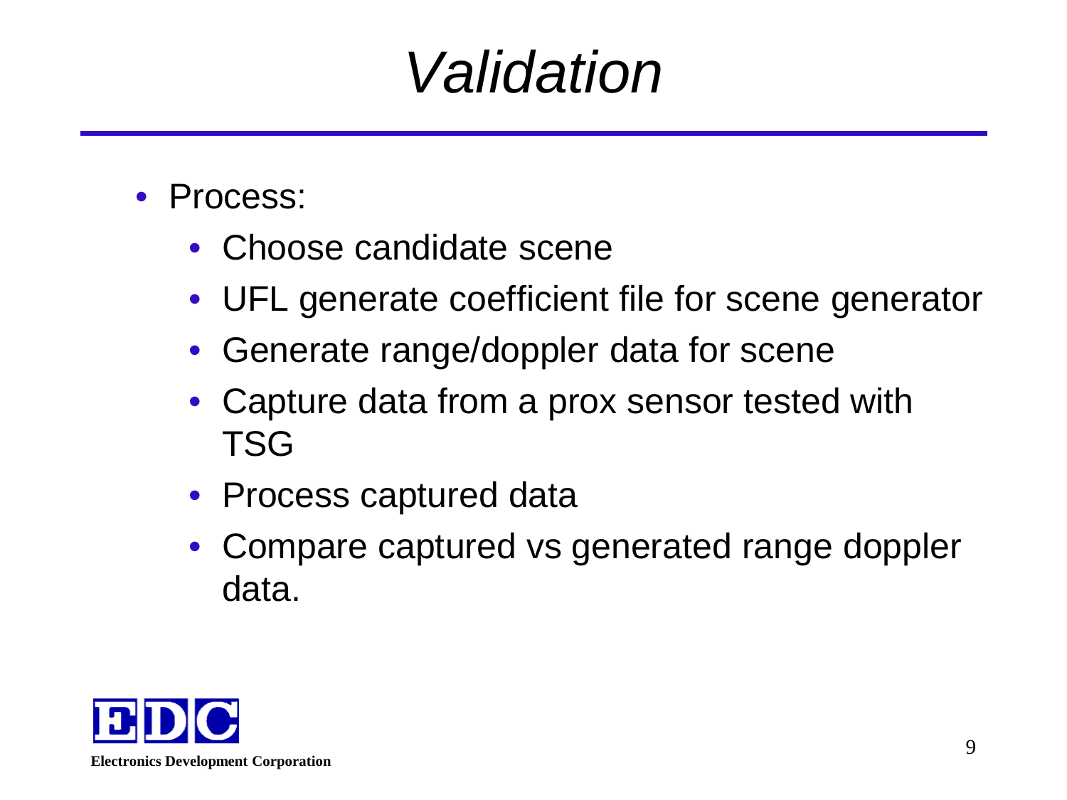# *Validation*

- Process:
  - Choose candidate scene
  - UFL generate coefficient file for scene generator
  - Generate range/doppler data for scene
  - Capture data from a prox sensor tested with TSG
  - Process captured data
  - Compare captured vs generated range doppler data.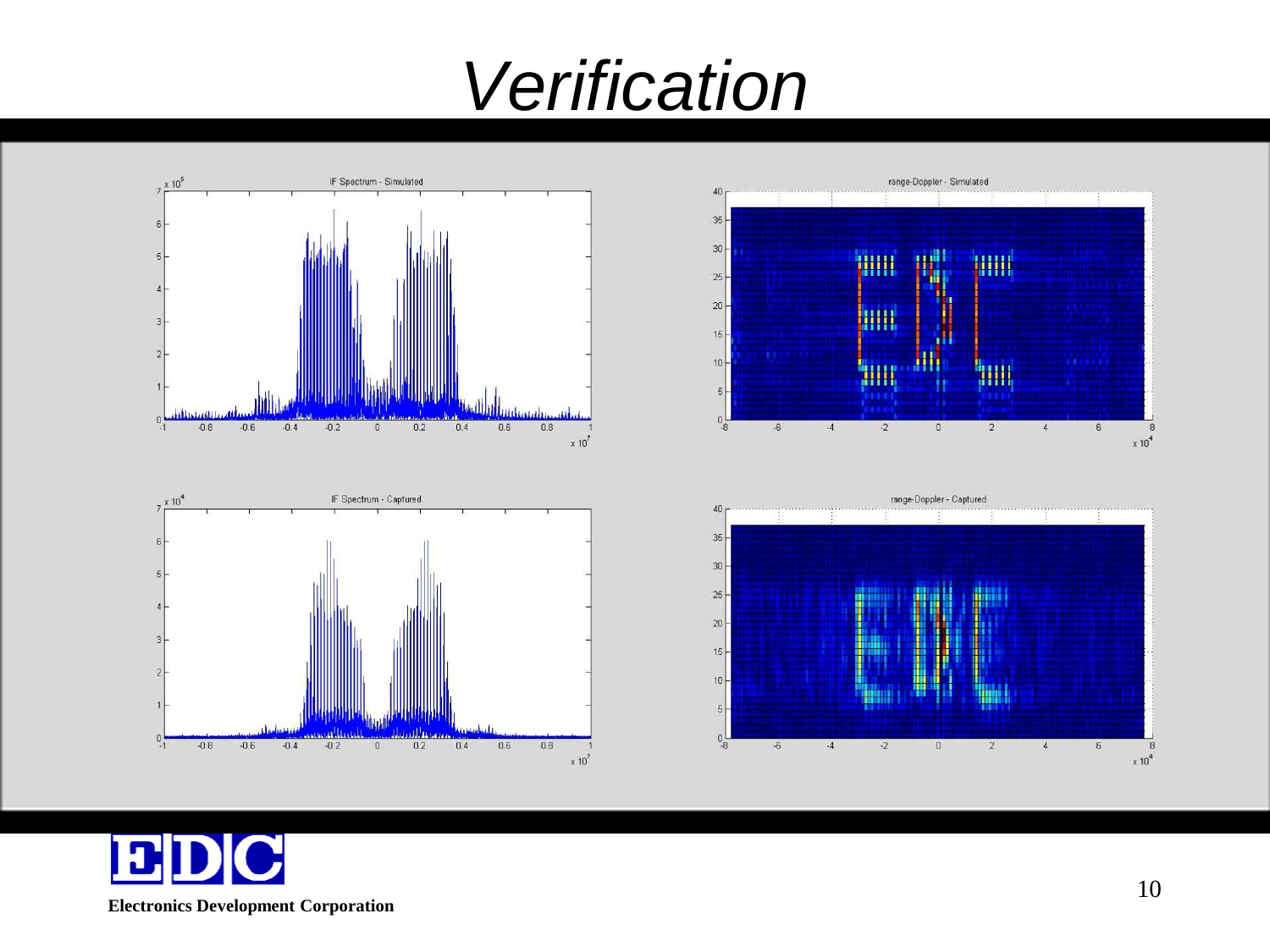# Verification

IF Spectrum - Simulated

range-Doppler - Simulated

IF Spectrum - Captured

range-Doppler - Captured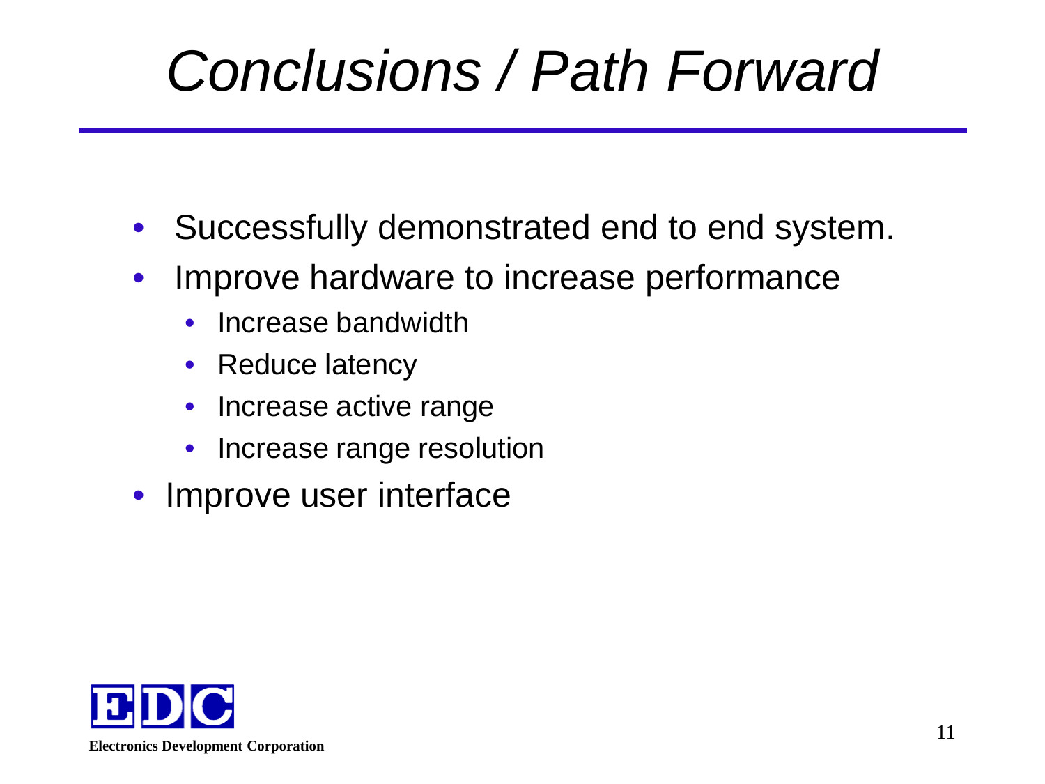# Conclusions / Path Forward

- Successfully demonstrated end to end system.
- Improve hardware to increase performance
  - Increase bandwidth
  - Reduce latency
  - Increase active range
  - Increase range resolution
- Improve user interface

EDC

**Electronics Development Corporation**